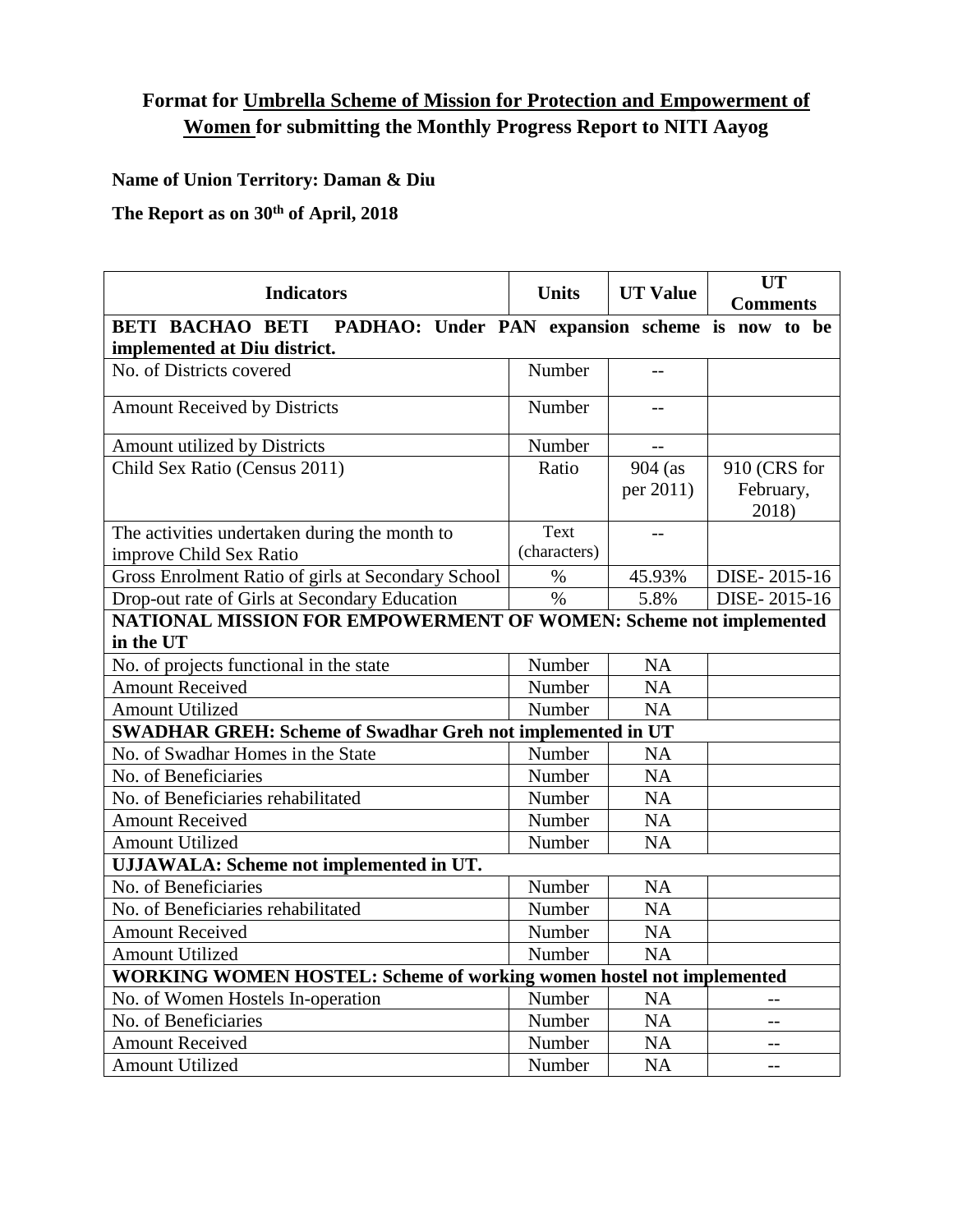**Format for Umbrella Scheme of Mission for Protection and Empowerment of Women for submitting the Monthly Progress Report to NITI Aayog**

**Name of Union Territory: Daman & Diu**

**The Report as on 30th of April, 2018**

| Indicators | Units | UT Value | UT Comments |
|---|---|---|---|
| **BETI BACHAO BETI PADHAO: Under PAN expansion scheme is now to be implemented at Diu district.** | | | |
| No. of Districts covered | Number | -- | |
| Amount Received by Districts | Number | -- | |
| Amount utilized by Districts | Number | -- | |
| Child Sex Ratio (Census 2011) | Ratio | 904 (as per 2011) | 910 (CRS for February, 2018) |
| The activities undertaken during the month to improve Child Sex Ratio | Text (characters) | -- | |
| Gross Enrolment Ratio of girls at Secondary School | % | 45.93% | DISE- 2015-16 |
| Drop-out rate of Girls at Secondary Education | % | 5.8% | DISE- 2015-16 |
| **NATIONAL MISSION FOR EMPOWERMENT OF WOMEN: Scheme not implemented in the UT** | | | |
| No. of projects functional in the state | Number | NA | |
| Amount Received | Number | NA | |
| Amount Utilized | Number | NA | |
| **SWADHAR GREH: Scheme of Swadhar Greh not implemented in UT** | | | |
| No. of Swadhar Homes in the State | Number | NA | |
| No. of Beneficiaries | Number | NA | |
| No. of Beneficiaries rehabilitated | Number | NA | |
| Amount Received | Number | NA | |
| Amount Utilized | Number | NA | |
| **UJJAWALA: Scheme not implemented in UT.** | | | |
| No. of Beneficiaries | Number | NA | |
| No. of Beneficiaries rehabilitated | Number | NA | |
| Amount Received | Number | NA | |
| Amount Utilized | Number | NA | |
| **WORKING WOMEN HOSTEL: Scheme of working women hostel not implemented** | | | |
| No. of Women Hostels In-operation | Number | NA | -- |
| No. of Beneficiaries | Number | NA | -- |
| Amount Received | Number | NA | -- |
| Amount Utilized | Number | NA | -- |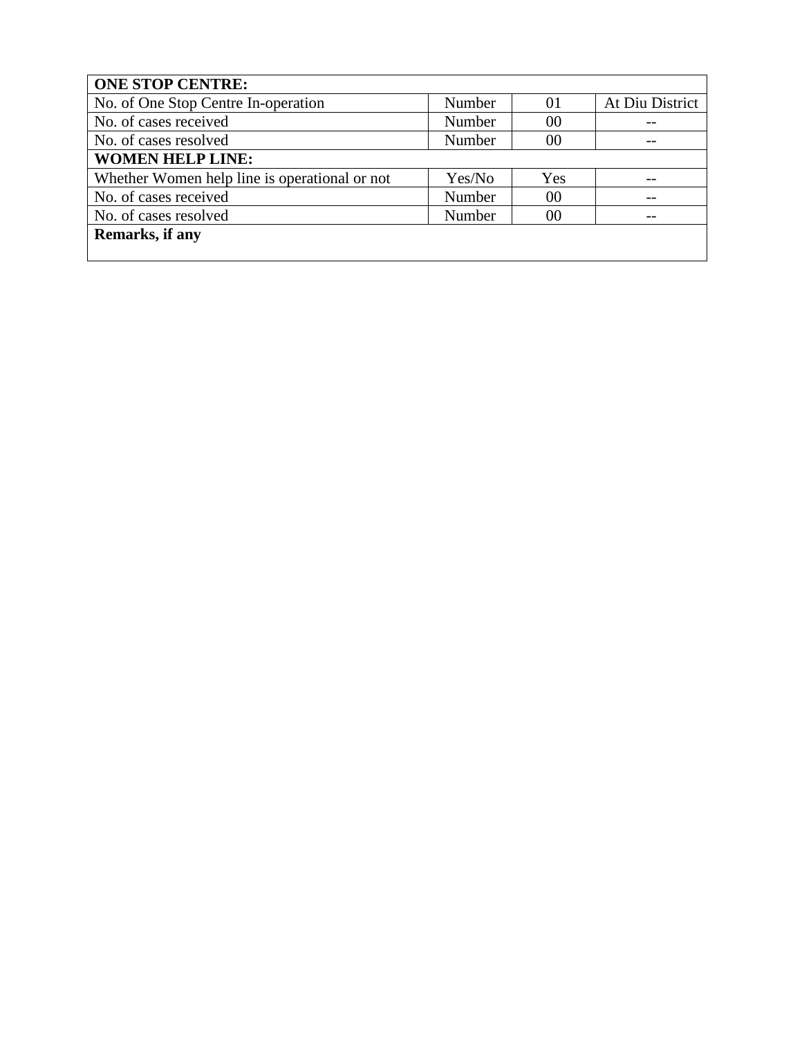| | | | |
|---|---|---|---|
| **ONE STOP CENTRE:** | | | |
| No. of One Stop Centre In-operation | Number | 01 | At Diu District |
| No. of cases received | Number | 00 | -- |
| No. of cases resolved | Number | 00 | -- |
| **WOMEN HELP LINE:** | | | |
| Whether Women help line is operational or not | Yes/No | Yes | -- |
| No. of cases received | Number | 00 | -- |
| No. of cases resolved | Number | 00 | -- |
| **Remarks, if any** | | | |